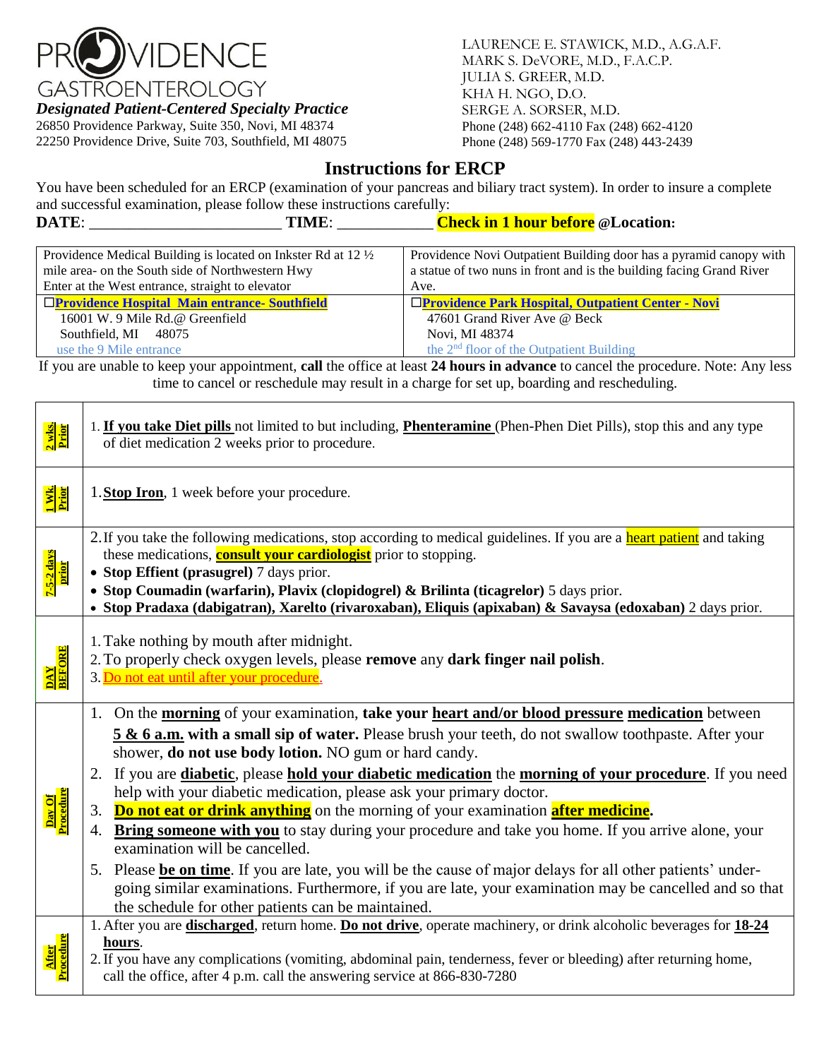PROVIDENCE GASTROENTEROLOGY

***Designated Patient-Centered Specialty Practice***

26850 Providence Parkway, Suite 350, Novi, MI 48374
22250 Providence Drive, Suite 703, Southfield, MI 48075

LAURENCE E. STAWICK, M.D., A.G.A.F.
MARK S. DeVORE, M.D., F.A.C.P.
JULIA S. GREER, M.D.
KHA H. NGO, D.O.
SERGE A. SORSER, M.D.
Phone (248) 662-4110 Fax (248) 662-4120
Phone (248) 569-1770 Fax (248) 443-2439

# Instructions for ERCP

You have been scheduled for an ERCP (examination of your pancreas and biliary tract system). In order to insure a complete and successful examination, please follow these instructions carefully:

**DATE**: ________________________ **TIME**: ____________ **Check in 1 hour before @Location:**

| Providence Medical Building is located on Inkster Rd at 12 ½ mile area- on the South side of Northwestern Hwy Enter at the West entrance, straight to elevator | Providence Novi Outpatient Building door has a pyramid canopy with a statue of two nuns in front and is the building facing Grand River Ave. |
|---|---|
| ☐**Providence Hospital Main entrance- Southfield**<br>16001 W. 9 Mile Rd.@ Greenfield<br>Southfield, MI 48075<br>use the 9 Mile entrance | ☐**Providence Park Hospital, Outpatient Center - Novi**<br>47601 Grand River Ave @ Beck<br>Novi, MI 48374<br>the 2nd floor of the Outpatient Building |

If you are unable to keep your appointment, **call** the office at least **24 hours in advance** to cancel the procedure. Note: Any less time to cancel or reschedule may result in a charge for set up, boarding and rescheduling.

| | |
|---|---|
| **2 wks Prior** | 1. **If you take Diet pills** not limited to but including, **Phenteramine** (Phen-Phen Diet Pills), stop this and any type of diet medication 2 weeks prior to procedure. |
| **1 Wk Prior** | 1. **Stop Iron**, 1 week before your procedure. |
| **7-5-2 days prior** | 2. If you take the following medications, stop according to medical guidelines. If you are a heart patient and taking these medications, **consult your cardiologist** prior to stopping.<br>• **Stop Effient (prasugrel)** 7 days prior.<br>• **Stop Coumadin (warfarin), Plavix (clopidogrel) & Brilinta (ticagrelor)** 5 days prior.<br>• **Stop Pradaxa (dabigatran), Xarelto (rivaroxaban), Eliquis (apixaban) & Savaysa (edoxaban)** 2 days prior. |
| **DAY BEFORE** | 1. Take nothing by mouth after midnight.<br>2. To properly check oxygen levels, please **remove** any **dark finger nail polish**.<br>3. Do not eat until after your procedure. |
| **Day Of Procedure** | 1. On the **morning** of your examination, **take your heart and/or blood pressure medication** between **5 & 6 a.m. with a small sip of water.** Please brush your teeth, do not swallow toothpaste. After your shower, **do not use body lotion.** NO gum or hard candy.<br>2. If you are **diabetic**, please **hold your diabetic medication** the **morning of your procedure**. If you need help with your diabetic medication, please ask your primary doctor.<br>3. **Do not eat or drink anything** on the morning of your examination **after medicine**.<br>4. **Bring someone with you** to stay during your procedure and take you home. If you arrive alone, your examination will be cancelled.<br>5. Please **be on time**. If you are late, you will be the cause of major delays for all other patients' under-going similar examinations. Furthermore, if you are late, your examination may be cancelled and so that the schedule for other patients can be maintained. |
| **After Procedure** | 1. After you are **discharged**, return home. **Do not drive**, operate machinery, or drink alcoholic beverages for **18-24 hours**.<br>2. If you have any complications (vomiting, abdominal pain, tenderness, fever or bleeding) after returning home, call the office, after 4 p.m. call the answering service at 866-830-7280 |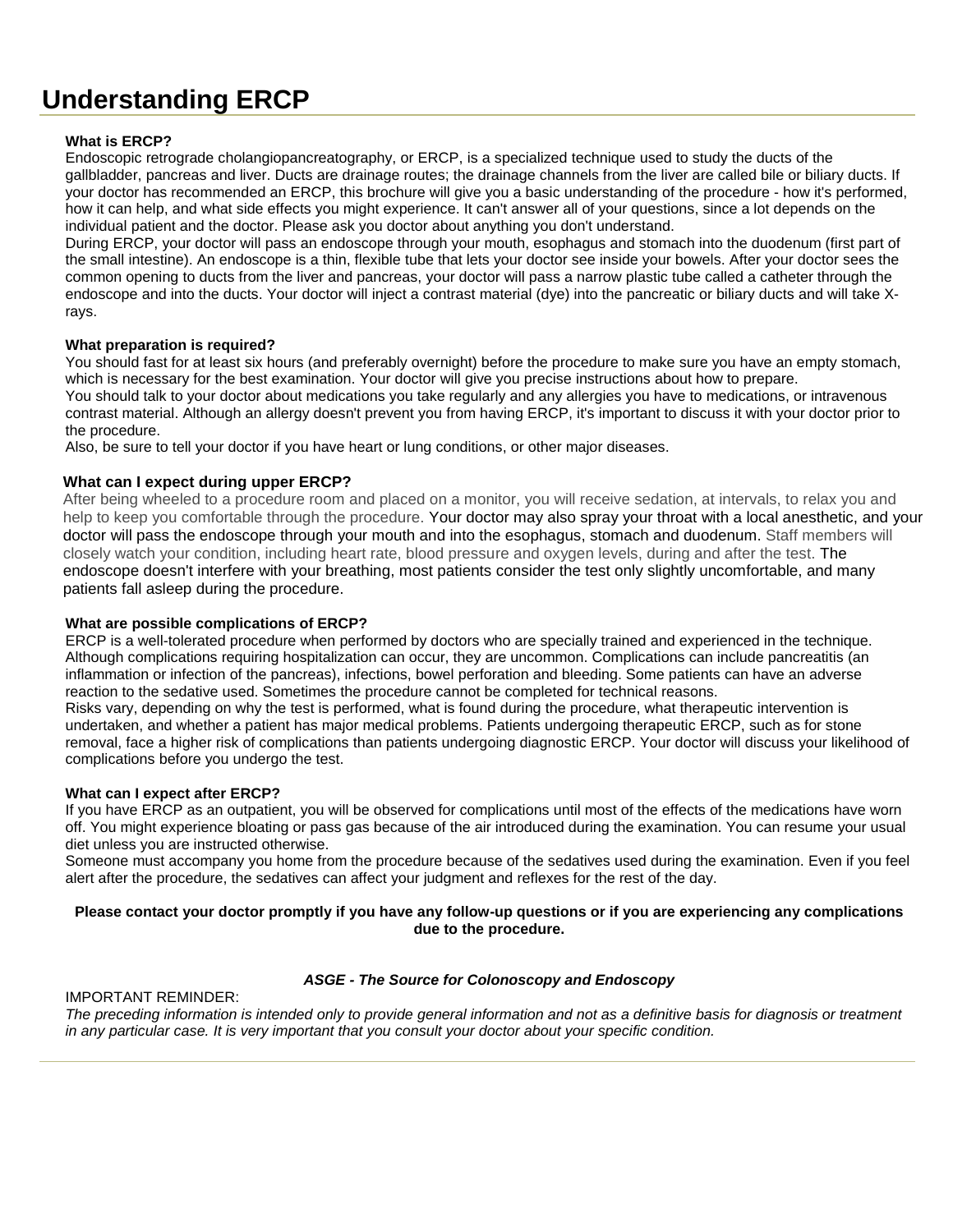# Understanding ERCP

### What is ERCP?

Endoscopic retrograde cholangiopancreatography, or ERCP, is a specialized technique used to study the ducts of the gallbladder, pancreas and liver. Ducts are drainage routes; the drainage channels from the liver are called bile or biliary ducts. If your doctor has recommended an ERCP, this brochure will give you a basic understanding of the procedure - how it's performed, how it can help, and what side effects you might experience. It can't answer all of your questions, since a lot depends on the individual patient and the doctor. Please ask you doctor about anything you don't understand.

During ERCP, your doctor will pass an endoscope through your mouth, esophagus and stomach into the duodenum (first part of the small intestine). An endoscope is a thin, flexible tube that lets your doctor see inside your bowels. After your doctor sees the common opening to ducts from the liver and pancreas, your doctor will pass a narrow plastic tube called a catheter through the endoscope and into the ducts. Your doctor will inject a contrast material (dye) into the pancreatic or biliary ducts and will take X-rays.

### What preparation is required?

You should fast for at least six hours (and preferably overnight) before the procedure to make sure you have an empty stomach, which is necessary for the best examination. Your doctor will give you precise instructions about how to prepare.

You should talk to your doctor about medications you take regularly and any allergies you have to medications, or intravenous contrast material. Although an allergy doesn't prevent you from having ERCP, it's important to discuss it with your doctor prior to the procedure.

Also, be sure to tell your doctor if you have heart or lung conditions, or other major diseases.

### What can I expect during upper ERCP?

After being wheeled to a procedure room and placed on a monitor, you will receive sedation, at intervals, to relax you and help to keep you comfortable through the procedure. Your doctor may also spray your throat with a local anesthetic, and your doctor will pass the endoscope through your mouth and into the esophagus, stomach and duodenum. Staff members will closely watch your condition, including heart rate, blood pressure and oxygen levels, during and after the test. The endoscope doesn't interfere with your breathing, most patients consider the test only slightly uncomfortable, and many patients fall asleep during the procedure.

### What are possible complications of ERCP?

ERCP is a well-tolerated procedure when performed by doctors who are specially trained and experienced in the technique. Although complications requiring hospitalization can occur, they are uncommon. Complications can include pancreatitis (an inflammation or infection of the pancreas), infections, bowel perforation and bleeding. Some patients can have an adverse reaction to the sedative used. Sometimes the procedure cannot be completed for technical reasons.

Risks vary, depending on why the test is performed, what is found during the procedure, what therapeutic intervention is undertaken, and whether a patient has major medical problems. Patients undergoing therapeutic ERCP, such as for stone removal, face a higher risk of complications than patients undergoing diagnostic ERCP. Your doctor will discuss your likelihood of complications before you undergo the test.

### What can I expect after ERCP?

If you have ERCP as an outpatient, you will be observed for complications until most of the effects of the medications have worn off. You might experience bloating or pass gas because of the air introduced during the examination. You can resume your usual diet unless you are instructed otherwise.

Someone must accompany you home from the procedure because of the sedatives used during the examination. Even if you feel alert after the procedure, the sedatives can affect your judgment and reflexes for the rest of the day.

**Please contact your doctor promptly if you have any follow-up questions or if you are experiencing any complications due to the procedure.**

***ASGE - The Source for Colonoscopy and Endoscopy***

IMPORTANT REMINDER:

*The preceding information is intended only to provide general information and not as a definitive basis for diagnosis or treatment in any particular case. It is very important that you consult your doctor about your specific condition.*